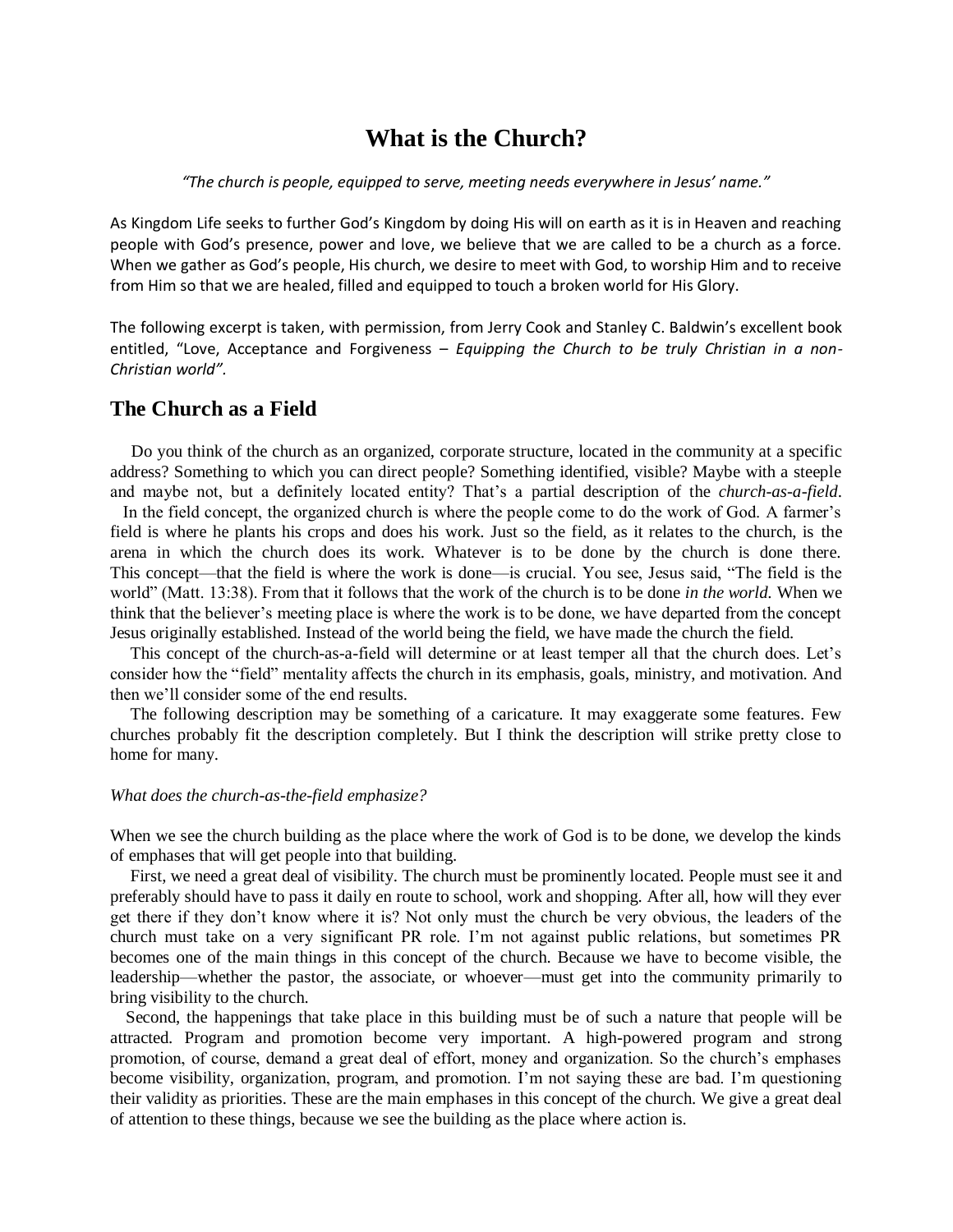# What is the Church?

*"The church is people, equipped to serve, meeting needs everywhere in Jesus' name."*

As Kingdom Life seeks to further God's Kingdom by doing His will on earth as it is in Heaven and reaching people with God's presence, power and love, we believe that we are called to be a church as a force. When we gather as God's people, His church, we desire to meet with God, to worship Him and to receive from Him so that we are healed, filled and equipped to touch a broken world for His Glory.

The following excerpt is taken, with permission, from Jerry Cook and Stanley C. Baldwin's excellent book entitled, "Love, Acceptance and Forgiveness – *Equipping the Church to be truly Christian in a non-Christian world"*.

## The Church as a Field

Do you think of the church as an organized, corporate structure, located in the community at a specific address? Something to which you can direct people? Something identified, visible? Maybe with a steeple and maybe not, but a definitely located entity? That's a partial description of the *church-as-a-field*.

In the field concept, the organized church is where the people come to do the work of God. A farmer's field is where he plants his crops and does his work. Just so the field, as it relates to the church, is the arena in which the church does its work. Whatever is to be done by the church is done there. This concept—that the field is where the work is done—is crucial. You see, Jesus said, "The field is the world" (Matt. 13:38). From that it follows that the work of the church is to be done *in the world*. When we think that the believer's meeting place is where the work is to be done, we have departed from the concept Jesus originally established. Instead of the world being the field, we have made the church the field.

This concept of the church-as-a-field will determine or at least temper all that the church does. Let's consider how the "field" mentality affects the church in its emphasis, goals, ministry, and motivation. And then we'll consider some of the end results.

The following description may be something of a caricature. It may exaggerate some features. Few churches probably fit the description completely. But I think the description will strike pretty close to home for many.

*What does the church-as-the-field emphasize?*

When we see the church building as the place where the work of God is to be done, we develop the kinds of emphases that will get people into that building.

First, we need a great deal of visibility. The church must be prominently located. People must see it and preferably should have to pass it daily en route to school, work and shopping. After all, how will they ever get there if they don't know where it is? Not only must the church be very obvious, the leaders of the church must take on a very significant PR role. I'm not against public relations, but sometimes PR becomes one of the main things in this concept of the church. Because we have to become visible, the leadership—whether the pastor, the associate, or whoever—must get into the community primarily to bring visibility to the church.

Second, the happenings that take place in this building must be of such a nature that people will be attracted. Program and promotion become very important. A high-powered program and strong promotion, of course, demand a great deal of effort, money and organization. So the church's emphases become visibility, organization, program, and promotion. I'm not saying these are bad. I'm questioning their validity as priorities. These are the main emphases in this concept of the church. We give a great deal of attention to these things, because we see the building as the place where action is.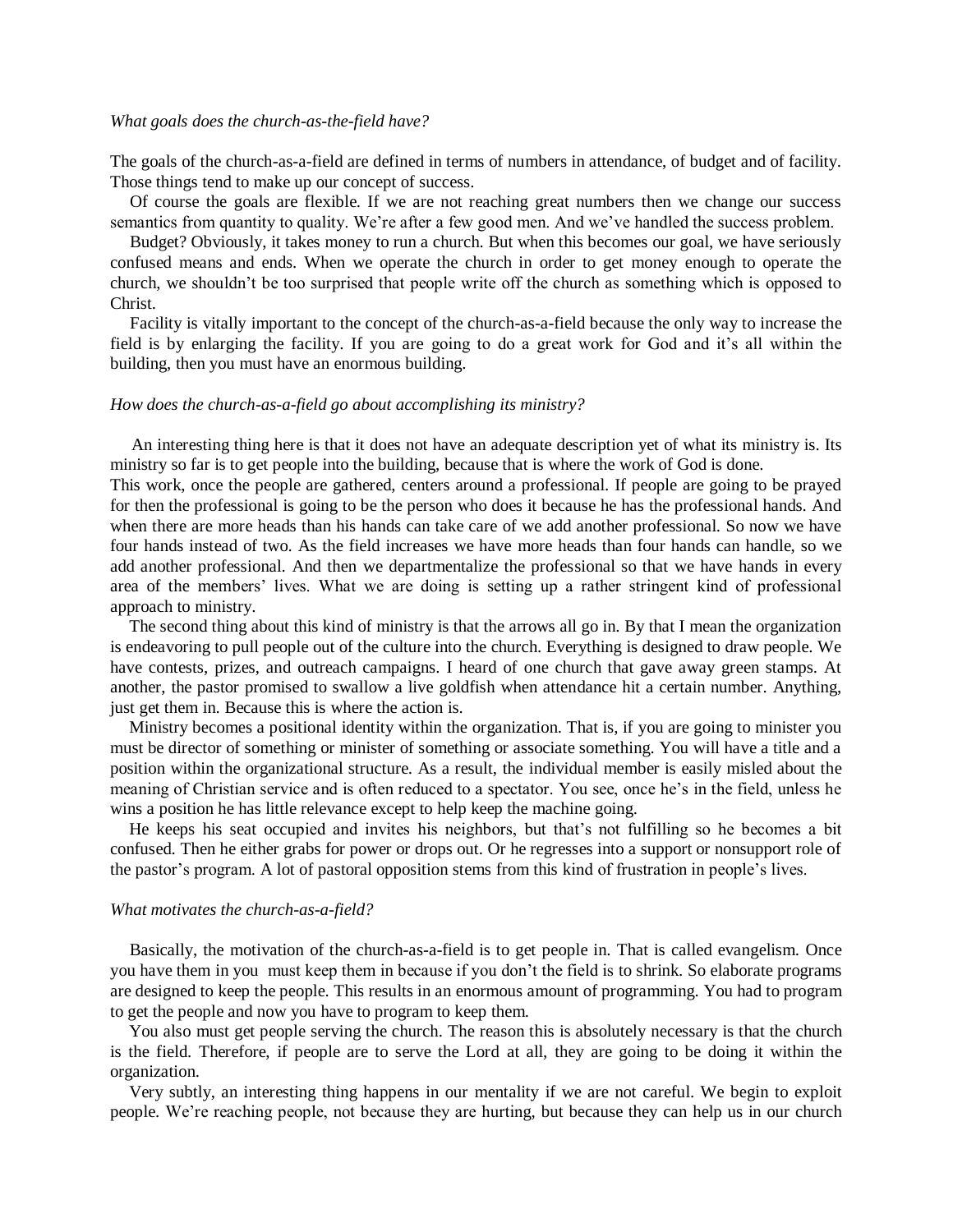*What goals does the church-as-the-field have?*

The goals of the church-as-a-field are defined in terms of numbers in attendance, of budget and of facility. Those things tend to make up our concept of success.

Of course the goals are flexible. If we are not reaching great numbers then we change our success semantics from quantity to quality. We're after a few good men. And we've handled the success problem.

Budget? Obviously, it takes money to run a church. But when this becomes our goal, we have seriously confused means and ends. When we operate the church in order to get money enough to operate the church, we shouldn't be too surprised that people write off the church as something which is opposed to Christ.

Facility is vitally important to the concept of the church-as-a-field because the only way to increase the field is by enlarging the facility. If you are going to do a great work for God and it's all within the building, then you must have an enormous building.

*How does the church-as-a-field go about accomplishing its ministry?*

An interesting thing here is that it does not have an adequate description yet of what its ministry is. Its ministry so far is to get people into the building, because that is where the work of God is done.

This work, once the people are gathered, centers around a professional. If people are going to be prayed for then the professional is going to be the person who does it because he has the professional hands. And when there are more heads than his hands can take care of we add another professional. So now we have four hands instead of two. As the field increases we have more heads than four hands can handle, so we add another professional. And then we departmentalize the professional so that we have hands in every area of the members' lives. What we are doing is setting up a rather stringent kind of professional approach to ministry.

The second thing about this kind of ministry is that the arrows all go in. By that I mean the organization is endeavoring to pull people out of the culture into the church. Everything is designed to draw people. We have contests, prizes, and outreach campaigns. I heard of one church that gave away green stamps. At another, the pastor promised to swallow a live goldfish when attendance hit a certain number. Anything, just get them in. Because this is where the action is.

Ministry becomes a positional identity within the organization. That is, if you are going to minister you must be director of something or minister of something or associate something. You will have a title and a position within the organizational structure. As a result, the individual member is easily misled about the meaning of Christian service and is often reduced to a spectator. You see, once he's in the field, unless he wins a position he has little relevance except to help keep the machine going.

He keeps his seat occupied and invites his neighbors, but that's not fulfilling so he becomes a bit confused. Then he either grabs for power or drops out. Or he regresses into a support or nonsupport role of the pastor's program. A lot of pastoral opposition stems from this kind of frustration in people's lives.

*What motivates the church-as-a-field?*

Basically, the motivation of the church-as-a-field is to get people in. That is called evangelism. Once you have them in you must keep them in because if you don't the field is to shrink. So elaborate programs are designed to keep the people. This results in an enormous amount of programming. You had to program to get the people and now you have to program to keep them.

You also must get people serving the church. The reason this is absolutely necessary is that the church is the field. Therefore, if people are to serve the Lord at all, they are going to be doing it within the organization.

Very subtly, an interesting thing happens in our mentality if we are not careful. We begin to exploit people. We're reaching people, not because they are hurting, but because they can help us in our church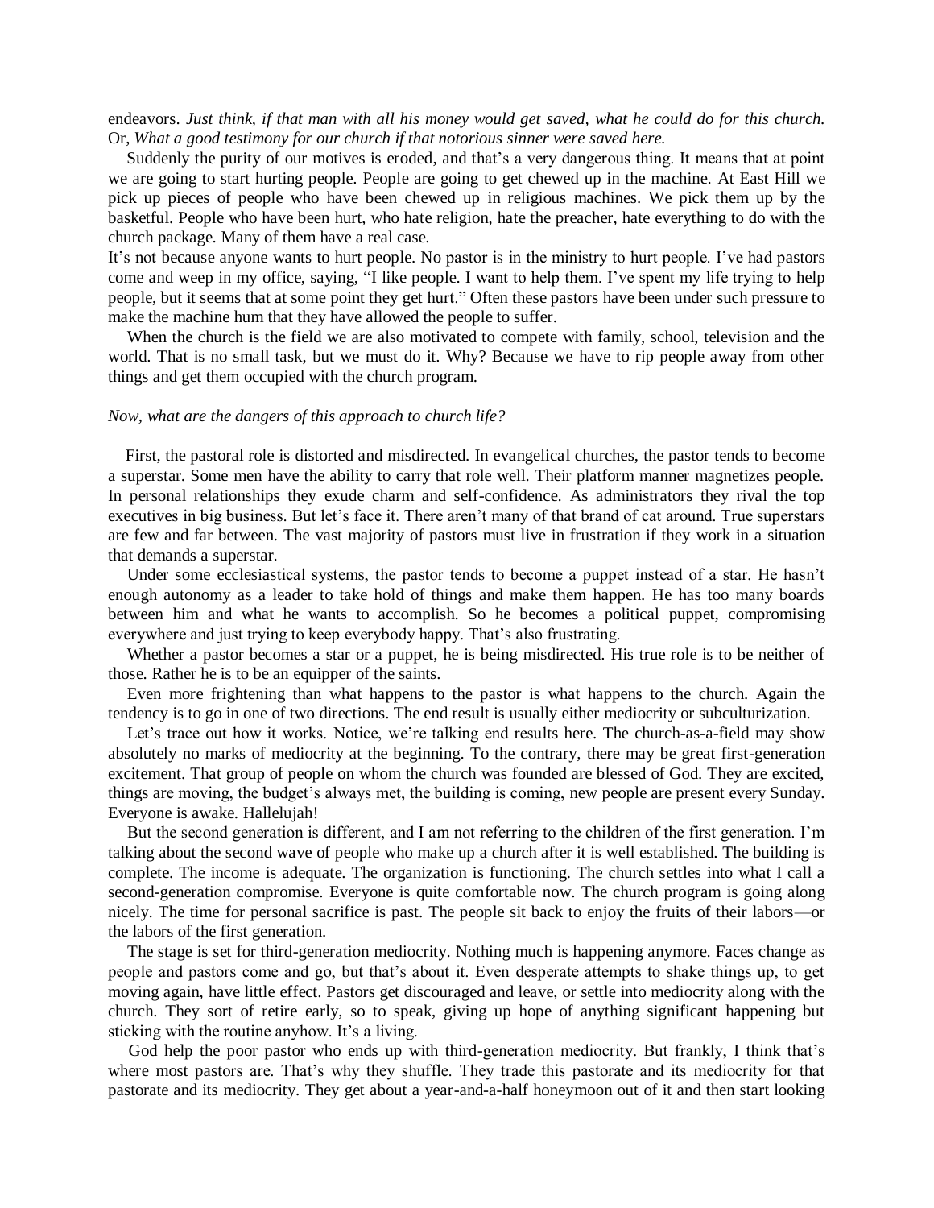endeavors. *Just think, if that man with all his money would get saved, what he could do for this church.* Or, *What a good testimony for our church if that notorious sinner were saved here.*

Suddenly the purity of our motives is eroded, and that's a very dangerous thing. It means that at point we are going to start hurting people. People are going to get chewed up in the machine. At East Hill we pick up pieces of people who have been chewed up in religious machines. We pick them up by the basketful. People who have been hurt, who hate religion, hate the preacher, hate everything to do with the church package. Many of them have a real case.

It's not because anyone wants to hurt people. No pastor is in the ministry to hurt people. I've had pastors come and weep in my office, saying, "I like people. I want to help them. I've spent my life trying to help people, but it seems that at some point they get hurt." Often these pastors have been under such pressure to make the machine hum that they have allowed the people to suffer.

When the church is the field we are also motivated to compete with family, school, television and the world. That is no small task, but we must do it. Why? Because we have to rip people away from other things and get them occupied with the church program.

*Now, what are the dangers of this approach to church life?*

First, the pastoral role is distorted and misdirected. In evangelical churches, the pastor tends to become a superstar. Some men have the ability to carry that role well. Their platform manner magnetizes people. In personal relationships they exude charm and self-confidence. As administrators they rival the top executives in big business. But let's face it. There aren't many of that brand of cat around. True superstars are few and far between. The vast majority of pastors must live in frustration if they work in a situation that demands a superstar.

Under some ecclesiastical systems, the pastor tends to become a puppet instead of a star. He hasn't enough autonomy as a leader to take hold of things and make them happen. He has too many boards between him and what he wants to accomplish. So he becomes a political puppet, compromising everywhere and just trying to keep everybody happy. That's also frustrating.

Whether a pastor becomes a star or a puppet, he is being misdirected. His true role is to be neither of those. Rather he is to be an equipper of the saints.

Even more frightening than what happens to the pastor is what happens to the church. Again the tendency is to go in one of two directions. The end result is usually either mediocrity or subculturization.

Let's trace out how it works. Notice, we're talking end results here. The church-as-a-field may show absolutely no marks of mediocrity at the beginning. To the contrary, there may be great first-generation excitement. That group of people on whom the church was founded are blessed of God. They are excited, things are moving, the budget's always met, the building is coming, new people are present every Sunday. Everyone is awake. Hallelujah!

But the second generation is different, and I am not referring to the children of the first generation. I'm talking about the second wave of people who make up a church after it is well established. The building is complete. The income is adequate. The organization is functioning. The church settles into what I call a second-generation compromise. Everyone is quite comfortable now. The church program is going along nicely. The time for personal sacrifice is past. The people sit back to enjoy the fruits of their labors—or the labors of the first generation.

The stage is set for third-generation mediocrity. Nothing much is happening anymore. Faces change as people and pastors come and go, but that's about it. Even desperate attempts to shake things up, to get moving again, have little effect. Pastors get discouraged and leave, or settle into mediocrity along with the church. They sort of retire early, so to speak, giving up hope of anything significant happening but sticking with the routine anyhow. It's a living.

God help the poor pastor who ends up with third-generation mediocrity. But frankly, I think that's where most pastors are. That's why they shuffle. They trade this pastorate and its mediocrity for that pastorate and its mediocrity. They get about a year-and-a-half honeymoon out of it and then start looking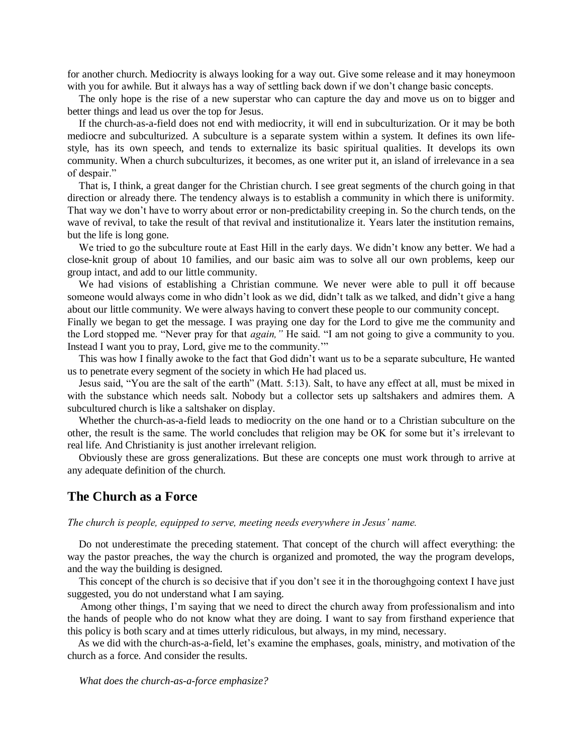for another church. Mediocrity is always looking for a way out. Give some release and it may honeymoon with you for awhile. But it always has a way of settling back down if we don't change basic concepts.

The only hope is the rise of a new superstar who can capture the day and move us on to bigger and better things and lead us over the top for Jesus.

If the church-as-a-field does not end with mediocrity, it will end in subculturization. Or it may be both mediocre and subculturized. A subculture is a separate system within a system. It defines its own life-style, has its own speech, and tends to externalize its basic spiritual qualities. It develops its own community. When a church subculturizes, it becomes, as one writer put it, an island of irrelevance in a sea of despair."

That is, I think, a great danger for the Christian church. I see great segments of the church going in that direction or already there. The tendency always is to establish a community in which there is uniformity. That way we don't have to worry about error or non-predictability creeping in. So the church tends, on the wave of revival, to take the result of that revival and institutionalize it. Years later the institution remains, but the life is long gone.

We tried to go the subculture route at East Hill in the early days. We didn't know any better. We had a close-knit group of about 10 families, and our basic aim was to solve all our own problems, keep our group intact, and add to our little community.

We had visions of establishing a Christian commune. We never were able to pull it off because someone would always come in who didn't look as we did, didn't talk as we talked, and didn't give a hang about our little community. We were always having to convert these people to our community concept.

Finally we began to get the message. I was praying one day for the Lord to give me the community and the Lord stopped me. "Never pray for that *again,"* He said. "I am not going to give a community to you. Instead I want you to pray, Lord, give me to the community.'"

This was how I finally awoke to the fact that God didn't want us to be a separate subculture, He wanted us to penetrate every segment of the society in which He had placed us.

Jesus said, "You are the salt of the earth" (Matt. 5:13). Salt, to have any effect at all, must be mixed in with the substance which needs salt. Nobody but a collector sets up saltshakers and admires them. A subcultured church is like a saltshaker on display.

Whether the church-as-a-field leads to mediocrity on the one hand or to a Christian subculture on the other, the result is the same. The world concludes that religion may be OK for some but it's irrelevant to real life. And Christianity is just another irrelevant religion.

Obviously these are gross generalizations. But these are concepts one must work through to arrive at any adequate definition of the church.

## The Church as a Force

*The church is people, equipped to serve, meeting needs everywhere in Jesus' name.*

Do not underestimate the preceding statement. That concept of the church will affect everything: the way the pastor preaches, the way the church is organized and promoted, the way the program develops, and the way the building is designed.

This concept of the church is so decisive that if you don't see it in the thoroughgoing context I have just suggested, you do not understand what I am saying.

Among other things, I'm saying that we need to direct the church away from professionalism and into the hands of people who do not know what they are doing. I want to say from firsthand experience that this policy is both scary and at times utterly ridiculous, but always, in my mind, necessary.

As we did with the church-as-a-field, let's examine the emphases, goals, ministry, and motivation of the church as a force. And consider the results.

*What does the church-as-a-force emphasize?*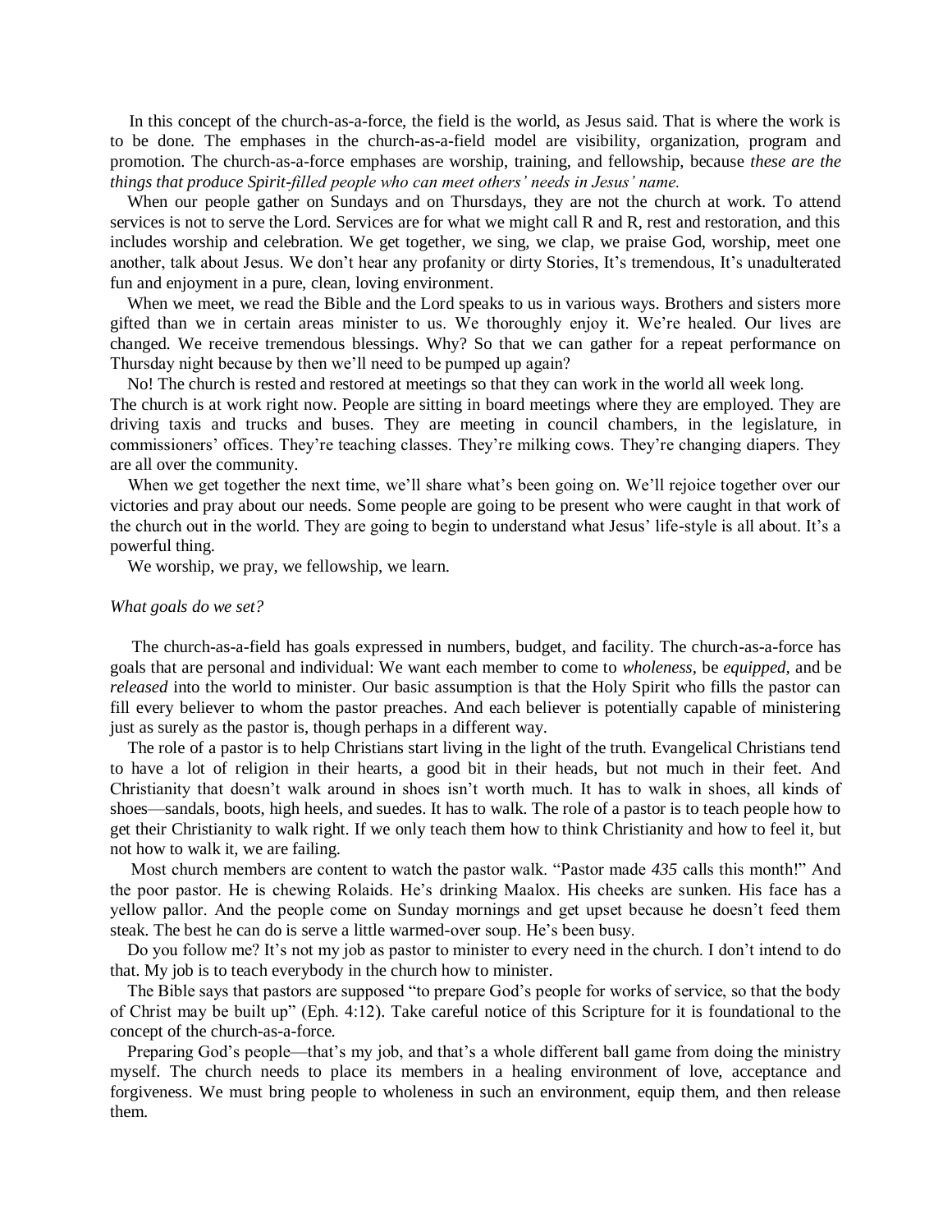In this concept of the church-as-a-force, the field is the world, as Jesus said. That is where the work is to be done. The emphases in the church-as-a-field model are visibility, organization, program and promotion. The church-as-a-force emphases are worship, training, and fellowship, because *these are the things that produce Spirit-filled people who can meet others' needs in Jesus' name.*

When our people gather on Sundays and on Thursdays, they are not the church at work. To attend services is not to serve the Lord. Services are for what we might call R and R, rest and restoration, and this includes worship and celebration. We get together, we sing, we clap, we praise God, worship, meet one another, talk about Jesus. We don't hear any profanity or dirty Stories, It's tremendous, It's unadulterated fun and enjoyment in a pure, clean, loving environment.

When we meet, we read the Bible and the Lord speaks to us in various ways. Brothers and sisters more gifted than we in certain areas minister to us. We thoroughly enjoy it. We're healed. Our lives are changed. We receive tremendous blessings. Why? So that we can gather for a repeat performance on Thursday night because by then we'll need to be pumped up again?

No! The church is rested and restored at meetings so that they can work in the world all week long. The church is at work right now. People are sitting in board meetings where they are employed. They are driving taxis and trucks and buses. They are meeting in council chambers, in the legislature, in commissioners' offices. They're teaching classes. They're milking cows. They're changing diapers. They are all over the community.

When we get together the next time, we'll share what's been going on. We'll rejoice together over our victories and pray about our needs. Some people are going to be present who were caught in that work of the church out in the world. They are going to begin to understand what Jesus' life-style is all about. It's a powerful thing.

We worship, we pray, we fellowship, we learn.

*What goals do we set?*

The church-as-a-field has goals expressed in numbers, budget, and facility. The church-as-a-force has goals that are personal and individual: We want each member to come to *wholeness*, be *equipped*, and be *released* into the world to minister. Our basic assumption is that the Holy Spirit who fills the pastor can fill every believer to whom the pastor preaches. And each believer is potentially capable of ministering just as surely as the pastor is, though perhaps in a different way.

The role of a pastor is to help Christians start living in the light of the truth. Evangelical Christians tend to have a lot of religion in their hearts, a good bit in their heads, but not much in their feet. And Christianity that doesn't walk around in shoes isn't worth much. It has to walk in shoes, all kinds of shoes—sandals, boots, high heels, and suedes. It has to walk. The role of a pastor is to teach people how to get their Christianity to walk right. If we only teach them how to think Christianity and how to feel it, but not how to walk it, we are failing.

Most church members are content to watch the pastor walk. "Pastor made *435* calls this month!" And the poor pastor. He is chewing Rolaids. He's drinking Maalox. His cheeks are sunken. His face has a yellow pallor. And the people come on Sunday mornings and get upset because he doesn't feed them steak. The best he can do is serve a little warmed-over soup. He's been busy.

Do you follow me? It's not my job as pastor to minister to every need in the church. I don't intend to do that. My job is to teach everybody in the church how to minister.

The Bible says that pastors are supposed "to prepare God's people for works of service, so that the body of Christ may be built up" (Eph. 4:12). Take careful notice of this Scripture for it is foundational to the concept of the church-as-a-force.

Preparing God's people—that's my job, and that's a whole different ball game from doing the ministry myself. The church needs to place its members in a healing environment of love, acceptance and forgiveness. We must bring people to wholeness in such an environment, equip them, and then release them.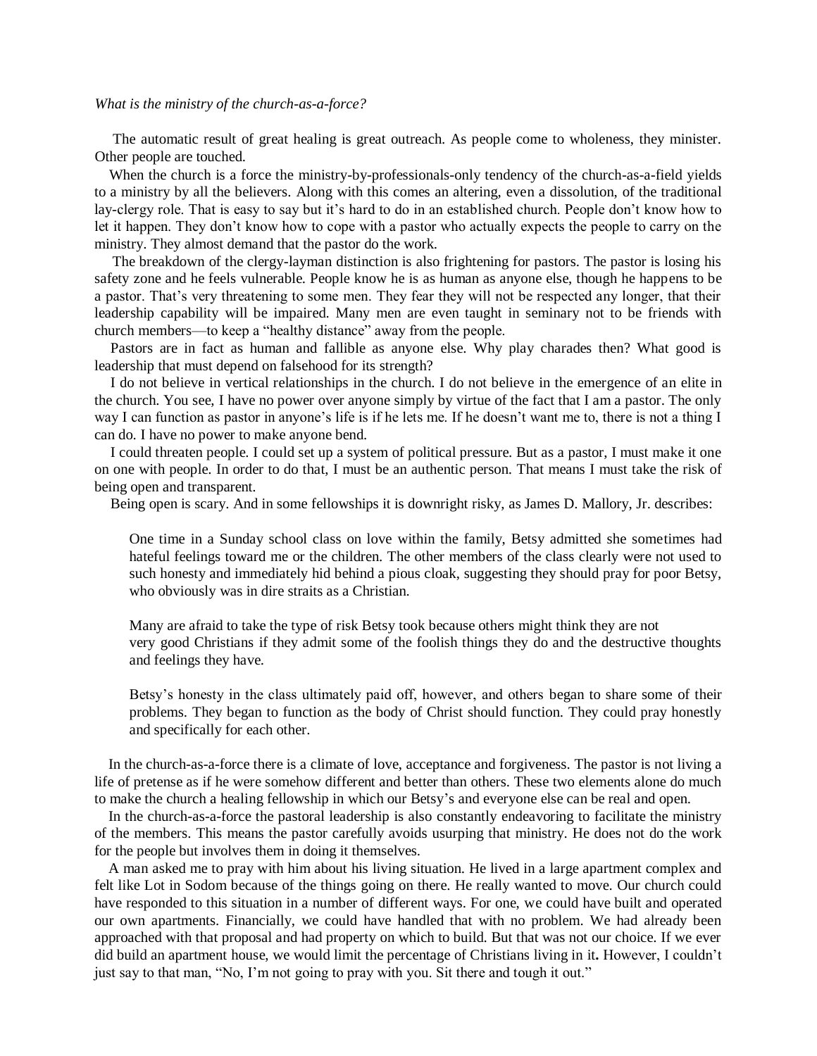*What is the ministry of the church-as-a-force?*

The automatic result of great healing is great outreach. As people come to wholeness, they minister. Other people are touched.

When the church is a force the ministry-by-professionals-only tendency of the church-as-a-field yields to a ministry by all the believers. Along with this comes an altering, even a dissolution, of the traditional lay-clergy role. That is easy to say but it's hard to do in an established church. People don't know how to let it happen. They don't know how to cope with a pastor who actually expects the people to carry on the ministry. They almost demand that the pastor do the work.

The breakdown of the clergy-layman distinction is also frightening for pastors. The pastor is losing his safety zone and he feels vulnerable. People know he is as human as anyone else, though he happens to be a pastor. That's very threatening to some men. They fear they will not be respected any longer, that their leadership capability will be impaired. Many men are even taught in seminary not to be friends with church members—to keep a "healthy distance" away from the people.

Pastors are in fact as human and fallible as anyone else. Why play charades then? What good is leadership that must depend on falsehood for its strength?

I do not believe in vertical relationships in the church. I do not believe in the emergence of an elite in the church. You see, I have no power over anyone simply by virtue of the fact that I am a pastor. The only way I can function as pastor in anyone's life is if he lets me. If he doesn't want me to, there is not a thing I can do. I have no power to make anyone bend.

I could threaten people. I could set up a system of political pressure. But as a pastor, I must make it one on one with people. In order to do that, I must be an authentic person. That means I must take the risk of being open and transparent.

Being open is scary. And in some fellowships it is downright risky, as James D. Mallory, Jr. describes:

> One time in a Sunday school class on love within the family, Betsy admitted she sometimes had hateful feelings toward me or the children. The other members of the class clearly were not used to such honesty and immediately hid behind a pious cloak, suggesting they should pray for poor Betsy, who obviously was in dire straits as a Christian.
>
> Many are afraid to take the type of risk Betsy took because others might think they are not very good Christians if they admit some of the foolish things they do and the destructive thoughts and feelings they have.
>
> Betsy's honesty in the class ultimately paid off, however, and others began to share some of their problems. They began to function as the body of Christ should function. They could pray honestly and specifically for each other.

In the church-as-a-force there is a climate of love, acceptance and forgiveness. The pastor is not living a life of pretense as if he were somehow different and better than others. These two elements alone do much to make the church a healing fellowship in which our Betsy's and everyone else can be real and open.

In the church-as-a-force the pastoral leadership is also constantly endeavoring to facilitate the ministry of the members. This means the pastor carefully avoids usurping that ministry. He does not do the work for the people but involves them in doing it themselves.

A man asked me to pray with him about his living situation. He lived in a large apartment complex and felt like Lot in Sodom because of the things going on there. He really wanted to move. Our church could have responded to this situation in a number of different ways. For one, we could have built and operated our own apartments. Financially, we could have handled that with no problem. We had already been approached with that proposal and had property on which to build. But that was not our choice. If we ever did build an apartment house, we would limit the percentage of Christians living in it**.** However, I couldn't just say to that man, "No, I'm not going to pray with you. Sit there and tough it out."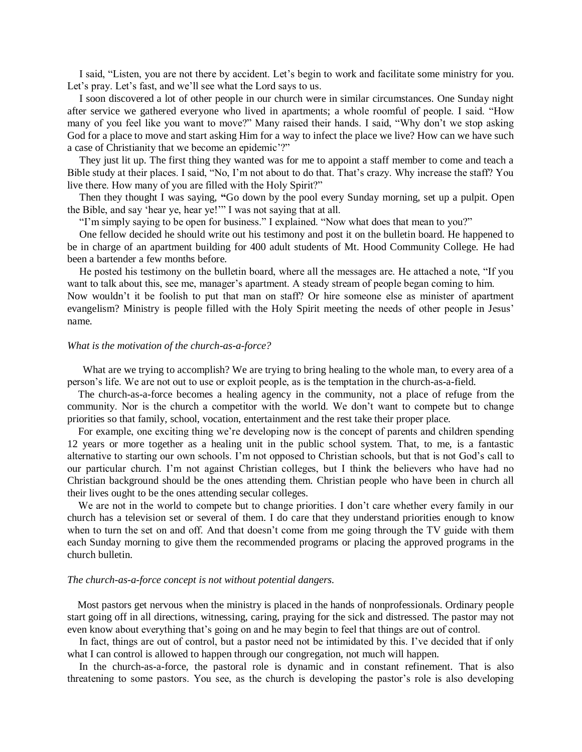I said, "Listen, you are not there by accident. Let's begin to work and facilitate some ministry for you. Let's pray. Let's fast, and we'll see what the Lord says to us.

I soon discovered a lot of other people in our church were in similar circumstances. One Sunday night after service we gathered everyone who lived in apartments; a whole roomful of people. I said. "How many of you feel like you want to move?" Many raised their hands. I said, "Why don't we stop asking God for a place to move and start asking Him for a way to infect the place we live? How can we have such a case of Christianity that we become an epidemic'?"

They just lit up. The first thing they wanted was for me to appoint a staff member to come and teach a Bible study at their places. I said, "No, I'm not about to do that. That's crazy. Why increase the staff? You live there. How many of you are filled with the Holy Spirit?"

Then they thought I was saying, **"**Go down by the pool every Sunday morning, set up a pulpit. Open the Bible, and say 'hear ye, hear ye!'" I was not saying that at all.

"I'm simply saying to be open for business." I explained. "Now what does that mean to you?"

One fellow decided he should write out his testimony and post it on the bulletin board. He happened to be in charge of an apartment building for 400 adult students of Mt. Hood Community College. He had been a bartender a few months before.

He posted his testimony on the bulletin board, where all the messages are. He attached a note, "If you want to talk about this, see me, manager's apartment. A steady stream of people began coming to him.
Now wouldn't it be foolish to put that man on staff? Or hire someone else as minister of apartment evangelism? Ministry is people filled with the Holy Spirit meeting the needs of other people in Jesus' name.

*What is the motivation of the church-as-a-force?*

What are we trying to accomplish? We are trying to bring healing to the whole man, to every area of a person's life. We are not out to use or exploit people, as is the temptation in the church-as-a-field.

The church-as-a-force becomes a healing agency in the community, not a place of refuge from the community. Nor is the church a competitor with the world. We don't want to compete but to change priorities so that family, school, vocation, entertainment and the rest take their proper place.

For example, one exciting thing we're developing now is the concept of parents and children spending 12 years or more together as a healing unit in the public school system. That, to me, is a fantastic alternative to starting our own schools. I'm not opposed to Christian schools, but that is not God's call to our particular church. I'm not against Christian colleges, but I think the believers who have had no Christian background should be the ones attending them. Christian people who have been in church all their lives ought to be the ones attending secular colleges.

We are not in the world to compete but to change priorities. I don't care whether every family in our church has a television set or several of them. I do care that they understand priorities enough to know when to turn the set on and off. And that doesn't come from me going through the TV guide with them each Sunday morning to give them the recommended programs or placing the approved programs in the church bulletin.

*The church-as-a-force concept is not without potential dangers.*

Most pastors get nervous when the ministry is placed in the hands of nonprofessionals. Ordinary people start going off in all directions, witnessing, caring, praying for the sick and distressed. The pastor may not even know about everything that's going on and he may begin to feel that things are out of control.

In fact, things are out of control, but a pastor need not be intimidated by this. I've decided that if only what I can control is allowed to happen through our congregation, not much will happen.

In the church-as-a-force, the pastoral role is dynamic and in constant refinement. That is also threatening to some pastors. You see, as the church is developing the pastor's role is also developing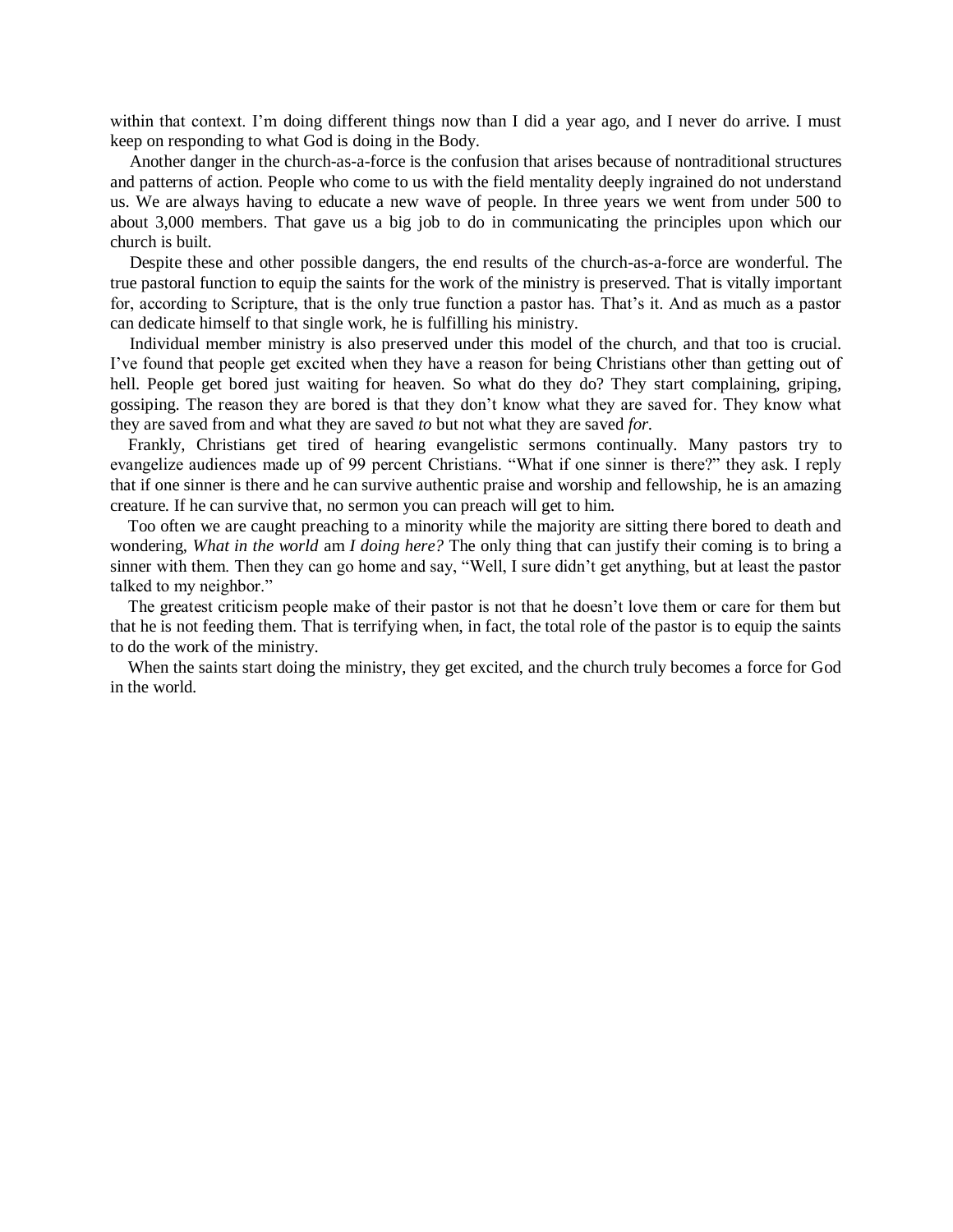within that context. I'm doing different things now than I did a year ago, and I never do arrive. I must keep on responding to what God is doing in the Body.

Another danger in the church-as-a-force is the confusion that arises because of nontraditional structures and patterns of action. People who come to us with the field mentality deeply ingrained do not understand us. We are always having to educate a new wave of people. In three years we went from under 500 to about 3,000 members. That gave us a big job to do in communicating the principles upon which our church is built.

Despite these and other possible dangers, the end results of the church-as-a-force are wonderful. The true pastoral function to equip the saints for the work of the ministry is preserved. That is vitally important for, according to Scripture, that is the only true function a pastor has. That's it. And as much as a pastor can dedicate himself to that single work, he is fulfilling his ministry.

Individual member ministry is also preserved under this model of the church, and that too is crucial. I've found that people get excited when they have a reason for being Christians other than getting out of hell. People get bored just waiting for heaven. So what do they do? They start complaining, griping, gossiping. The reason they are bored is that they don't know what they are saved for. They know what they are saved from and what they are saved *to* but not what they are saved *for*.

Frankly, Christians get tired of hearing evangelistic sermons continually. Many pastors try to evangelize audiences made up of 99 percent Christians. "What if one sinner is there?" they ask. I reply that if one sinner is there and he can survive authentic praise and worship and fellowship, he is an amazing creature. If he can survive that, no sermon you can preach will get to him.

Too often we are caught preaching to a minority while the majority are sitting there bored to death and wondering, *What in the world* am *I doing here?* The only thing that can justify their coming is to bring a sinner with them. Then they can go home and say, "Well, I sure didn't get anything, but at least the pastor talked to my neighbor."

The greatest criticism people make of their pastor is not that he doesn't love them or care for them but that he is not feeding them. That is terrifying when, in fact, the total role of the pastor is to equip the saints to do the work of the ministry.

When the saints start doing the ministry, they get excited, and the church truly becomes a force for God in the world.